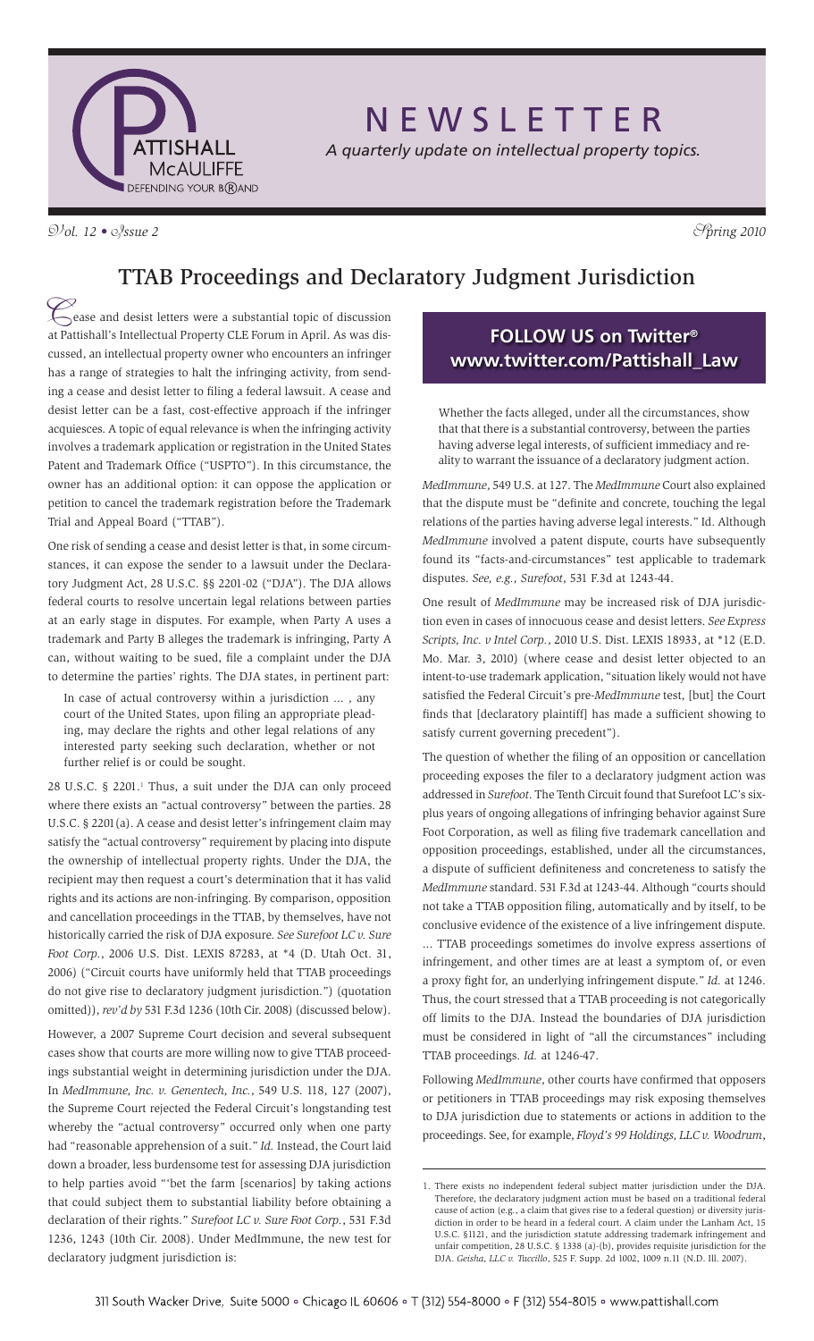# NEWSLETTER

*A quarterly update on intellectual property topics.*

*Vol. 12 • Issue 2* *Spring 2010*

## TTAB Proceedings and Declaratory Judgment Jurisdiction

Cease and desist letters were a substantial topic of discussion at Pattishall's Intellectual Property CLE Forum in April. As was discussed, an intellectual property owner who encounters an infringer has a range of strategies to halt the infringing activity, from sending a cease and desist letter to filing a federal lawsuit. A cease and desist letter can be a fast, cost-effective approach if the infringer acquiesces. A topic of equal relevance is when the infringing activity involves a trademark application or registration in the United States Patent and Trademark Office ("USPTO"). In this circumstance, the owner has an additional option: it can oppose the application or petition to cancel the trademark registration before the Trademark Trial and Appeal Board ("TTAB").

One risk of sending a cease and desist letter is that, in some circumstances, it can expose the sender to a lawsuit under the Declaratory Judgment Act, 28 U.S.C. §§ 2201-02 ("DJA"). The DJA allows federal courts to resolve uncertain legal relations between parties at an early stage in disputes. For example, when Party A uses a trademark and Party B alleges the trademark is infringing, Party A can, without waiting to be sued, file a complaint under the DJA to determine the parties' rights. The DJA states, in pertinent part:

> In case of actual controversy within a jurisdiction ... , any court of the United States, upon filing an appropriate pleading, may declare the rights and other legal relations of any interested party seeking such declaration, whether or not further relief is or could be sought.

28 U.S.C. § 2201.[1] Thus, a suit under the DJA can only proceed where there exists an "actual controversy" between the parties. 28 U.S.C. § 2201(a). A cease and desist letter's infringement claim may satisfy the "actual controversy" requirement by placing into dispute the ownership of intellectual property rights. Under the DJA, the recipient may then request a court's determination that it has valid rights and its actions are non-infringing. By comparison, opposition and cancellation proceedings in the TTAB, by themselves, have not historically carried the risk of DJA exposure. *See Surefoot LC v. Sure Foot Corp.*, 2006 U.S. Dist. LEXIS 87283, at \*4 (D. Utah Oct. 31, 2006) ("Circuit courts have uniformly held that TTAB proceedings do not give rise to declaratory judgment jurisdiction.") (quotation omitted)), *rev'd by* 531 F.3d 1236 (10th Cir. 2008) (discussed below).

However, a 2007 Supreme Court decision and several subsequent cases show that courts are more willing now to give TTAB proceedings substantial weight in determining jurisdiction under the DJA. In *MedImmune, Inc. v. Genentech, Inc.*, 549 U.S. 118, 127 (2007), the Supreme Court rejected the Federal Circuit's longstanding test whereby the "actual controversy" occurred only when one party had "reasonable apprehension of a suit." *Id.* Instead, the Court laid down a broader, less burdensome test for assessing DJA jurisdiction to help parties avoid "'bet the farm [scenarios] by taking actions that could subject them to substantial liability before obtaining a declaration of their rights." *Surefoot LC v. Sure Foot Corp.*, 531 F.3d 1236, 1243 (10th Cir. 2008). Under MedImmune, the new test for declaratory judgment jurisdiction is:

> Whether the facts alleged, under all the circumstances, show that that there is a substantial controversy, between the parties having adverse legal interests, of sufficient immediacy and reality to warrant the issuance of a declaratory judgment action.

*MedImmune*, 549 U.S. at 127. The *MedImmune* Court also explained that the dispute must be "definite and concrete, touching the legal relations of the parties having adverse legal interests." Id. Although *MedImmune* involved a patent dispute, courts have subsequently found its "facts-and-circumstances" test applicable to trademark disputes. *See, e.g., Surefoot*, 531 F.3d at 1243-44.

One result of *MedImmune* may be increased risk of DJA jurisdiction even in cases of innocuous cease and desist letters. *See Express Scripts, Inc. v Intel Corp.*, 2010 U.S. Dist. LEXIS 18933, at \*12 (E.D. Mo. Mar. 3, 2010) (where cease and desist letter objected to an intent-to-use trademark application, "situation likely would not have satisfied the Federal Circuit's pre-*MedImmune* test, [but] the Court finds that [declaratory plaintiff] has made a sufficient showing to satisfy current governing precedent").

The question of whether the filing of an opposition or cancellation proceeding exposes the filer to a declaratory judgment action was addressed in *Surefoot*. The Tenth Circuit found that Surefoot LC's six-plus years of ongoing allegations of infringing behavior against Sure Foot Corporation, as well as filing five trademark cancellation and opposition proceedings, established, under all the circumstances, a dispute of sufficient definiteness and concreteness to satisfy the *MedImmune* standard. 531 F.3d at 1243-44. Although "courts should not take a TTAB opposition filing, automatically and by itself, to be conclusive evidence of the existence of a live infringement dispute. ... TTAB proceedings sometimes do involve express assertions of infringement, and other times are at least a symptom of, or even a proxy fight for, an underlying infringement dispute." *Id.* at 1246. Thus, the court stressed that a TTAB proceeding is not categorically off limits to the DJA. Instead the boundaries of DJA jurisdiction must be considered in light of "all the circumstances" including TTAB proceedings. *Id.* at 1246-47.

Following *MedImmune*, other courts have confirmed that opposers or petitioners in TTAB proceedings may risk exposing themselves to DJA jurisdiction due to statements or actions in addition to the proceedings. See, for example, *Floyd's 99 Holdings, LLC v. Woodrum*,

**FOLLOW US on Twitter® www.twitter.com/Pattishall_Law**

---

1. There exists no independent federal subject matter jurisdiction under the DJA. Therefore, the declaratory judgment action must be based on a traditional federal cause of action (e.g., a claim that gives rise to a federal question) or diversity jurisdiction in order to be heard in a federal court. A claim under the Lanham Act, 15 U.S.C. §1121, and the jurisdiction statute addressing trademark infringement and unfair competition, 28 U.S.C. § 1338 (a)-(b), provides requisite jurisdiction for the DJA. *Geisha, LLC v. Tuccillo*, 525 F. Supp. 2d 1002, 1009 n.11 (N.D. Ill. 2007).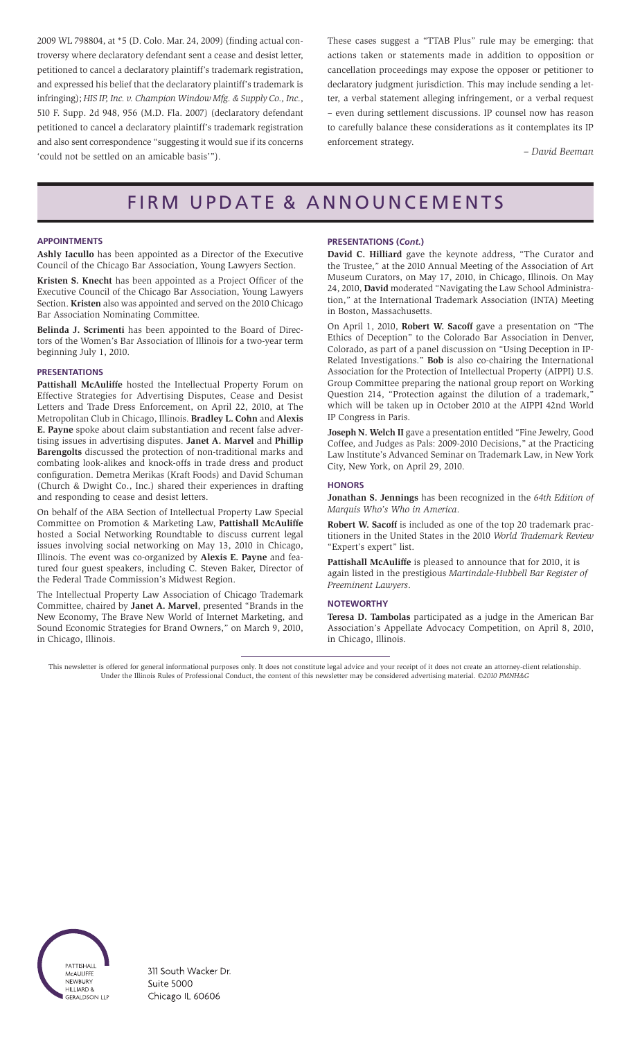2009 WL 798804, at *5 (D. Colo. Mar. 24, 2009) (finding actual controversy where declaratory defendant sent a cease and desist letter, petitioned to cancel a declaratory plaintiff's trademark registration, and expressed his belief that the declaratory plaintiff's trademark is infringing); *HIS IP, Inc. v. Champion Window Mfg. & Supply Co., Inc.*, 510 F. Supp. 2d 948, 956 (M.D. Fla. 2007) (declaratory defendant petitioned to cancel a declaratory plaintiff's trademark registration and also sent correspondence "suggesting it would sue if its concerns 'could not be settled on an amicable basis'").

These cases suggest a "TTAB Plus" rule may be emerging: that actions taken or statements made in addition to opposition or cancellation proceedings may expose the opposer or petitioner to declaratory judgment jurisdiction. This may include sending a letter, a verbal statement alleging infringement, or a verbal request – even during settlement discussions. IP counsel now has reason to carefully balance these considerations as it contemplates its IP enforcement strategy.

*– David Beeman*

# FIRM UPDATE & ANNOUNCEMENTS

## APPOINTMENTS

**Ashly Iacullo** has been appointed as a Director of the Executive Council of the Chicago Bar Association, Young Lawyers Section.

**Kristen S. Knecht** has been appointed as a Project Officer of the Executive Council of the Chicago Bar Association, Young Lawyers Section. **Kristen** also was appointed and served on the 2010 Chicago Bar Association Nominating Committee.

**Belinda J. Scrimenti** has been appointed to the Board of Directors of the Women's Bar Association of Illinois for a two-year term beginning July 1, 2010.

## PRESENTATIONS

**Pattishall McAuliffe** hosted the Intellectual Property Forum on Effective Strategies for Advertising Disputes, Cease and Desist Letters and Trade Dress Enforcement, on April 22, 2010, at The Metropolitan Club in Chicago, Illinois. **Bradley L. Cohn** and **Alexis E. Payne** spoke about claim substantiation and recent false advertising issues in advertising disputes. **Janet A. Marvel** and **Phillip Barengolts** discussed the protection of non-traditional marks and combating look-alikes and knock-offs in trade dress and product configuration. Demetra Merikas (Kraft Foods) and David Schuman (Church & Dwight Co., Inc.) shared their experiences in drafting and responding to cease and desist letters.

On behalf of the ABA Section of Intellectual Property Law Special Committee on Promotion & Marketing Law, **Pattishall McAuliffe** hosted a Social Networking Roundtable to discuss current legal issues involving social networking on May 13, 2010 in Chicago, Illinois. The event was co-organized by **Alexis E. Payne** and featured four guest speakers, including C. Steven Baker, Director of the Federal Trade Commission's Midwest Region.

The Intellectual Property Law Association of Chicago Trademark Committee, chaired by **Janet A. Marvel**, presented "Brands in the New Economy, The Brave New World of Internet Marketing, and Sound Economic Strategies for Brand Owners," on March 9, 2010, in Chicago, Illinois.

## PRESENTATIONS (*Cont.*)

**David C. Hilliard** gave the keynote address, "The Curator and the Trustee," at the 2010 Annual Meeting of the Association of Art Museum Curators, on May 17, 2010, in Chicago, Illinois. On May 24, 2010, **David** moderated "Navigating the Law School Administration," at the International Trademark Association (INTA) Meeting in Boston, Massachusetts.

On April 1, 2010, **Robert W. Sacoff** gave a presentation on "The Ethics of Deception" to the Colorado Bar Association in Denver, Colorado, as part of a panel discussion on "Using Deception in IP-Related Investigations." **Bob** is also co-chairing the International Association for the Protection of Intellectual Property (AIPPI) U.S. Group Committee preparing the national group report on Working Question 214, "Protection against the dilution of a trademark," which will be taken up in October 2010 at the AIPPI 42nd World IP Congress in Paris.

**Joseph N. Welch II** gave a presentation entitled "Fine Jewelry, Good Coffee, and Judges as Pals: 2009-2010 Decisions," at the Practicing Law Institute's Advanced Seminar on Trademark Law, in New York City, New York, on April 29, 2010.

## HONORS

**Jonathan S. Jennings** has been recognized in the *64th Edition of Marquis Who's Who in America*.

**Robert W. Sacoff** is included as one of the top 20 trademark practitioners in the United States in the 2010 *World Trademark Review* "Expert's expert" list.

**Pattishall McAuliffe** is pleased to announce that for 2010, it is again listed in the prestigious *Martindale-Hubbell Bar Register of Preeminent Lawyers*.

## NOTEWORTHY

**Teresa D. Tambolas** participated as a judge in the American Bar Association's Appellate Advocacy Competition, on April 8, 2010, in Chicago, Illinois.

This newsletter is offered for general informational purposes only. It does not constitute legal advice and your receipt of it does not create an attorney-client relationship. Under the Illinois Rules of Professional Conduct, the content of this newsletter may be considered advertising material. *©2010 PMNH&G*

PATTISHALL McAULIFFE NEWBURY HILLIARD & GERALDSON LLP

311 South Wacker Dr.
Suite 5000
Chicago IL 60606